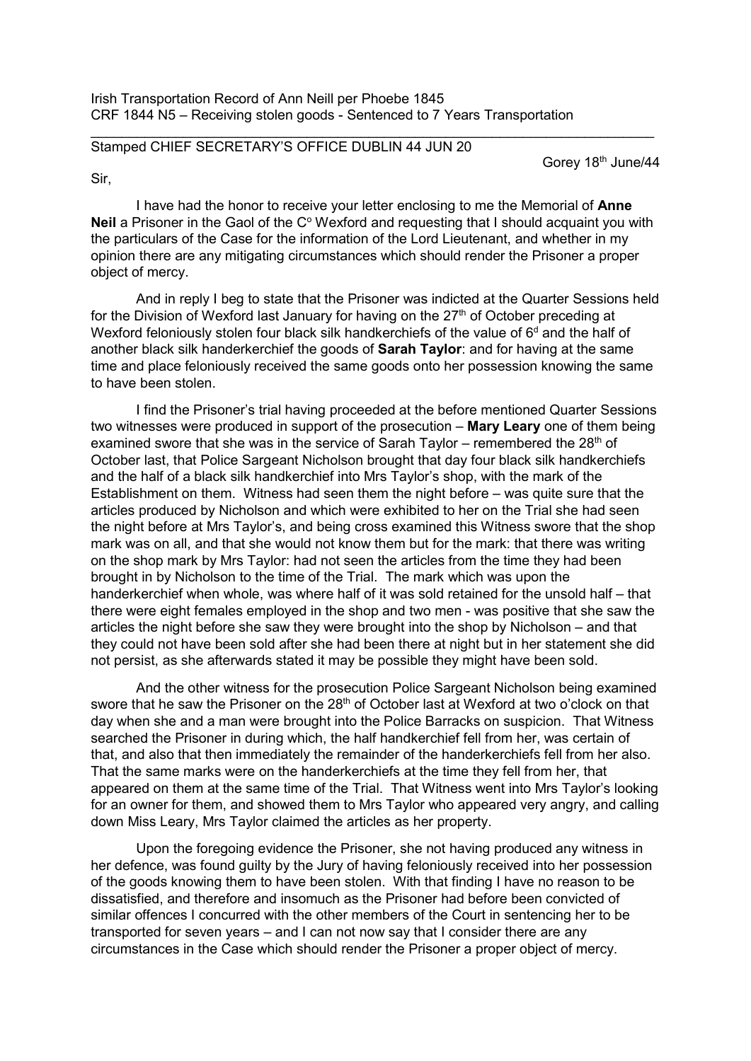Irish Transportation Record of Ann Neill per Phoebe 1845
CRF 1844 N5 – Receiving stolen goods - Sentenced to 7 Years Transportation

---

Stamped CHIEF SECRETARY'S OFFICE DUBLIN 44 JUN 20

Gorey 18th June/44

Sir,

I have had the honor to receive your letter enclosing to me the Memorial of **Anne Neil** a Prisoner in the Gaol of the C° Wexford and requesting that I should acquaint you with the particulars of the Case for the information of the Lord Lieutenant, and whether in my opinion there are any mitigating circumstances which should render the Prisoner a proper object of mercy.

And in reply I beg to state that the Prisoner was indicted at the Quarter Sessions held for the Division of Wexford last January for having on the 27th of October preceding at Wexford feloniously stolen four black silk handkerchiefs of the value of 6d and the half of another black silk handerkerchief the goods of **Sarah Taylor**: and for having at the same time and place feloniously received the same goods onto her possession knowing the same to have been stolen.

I find the Prisoner's trial having proceeded at the before mentioned Quarter Sessions two witnesses were produced in support of the prosecution – **Mary Leary** one of them being examined swore that she was in the service of Sarah Taylor – remembered the 28th of October last, that Police Sargeant Nicholson brought that day four black silk handkerchiefs and the half of a black silk handkerchief into Mrs Taylor's shop, with the mark of the Establishment on them. Witness had seen them the night before – was quite sure that the articles produced by Nicholson and which were exhibited to her on the Trial she had seen the night before at Mrs Taylor's, and being cross examined this Witness swore that the shop mark was on all, and that she would not know them but for the mark: that there was writing on the shop mark by Mrs Taylor: had not seen the articles from the time they had been brought in by Nicholson to the time of the Trial. The mark which was upon the handerkerchief when whole, was where half of it was sold retained for the unsold half – that there were eight females employed in the shop and two men - was positive that she saw the articles the night before she saw they were brought into the shop by Nicholson – and that they could not have been sold after she had been there at night but in her statement she did not persist, as she afterwards stated it may be possible they might have been sold.

And the other witness for the prosecution Police Sargeant Nicholson being examined swore that he saw the Prisoner on the 28th of October last at Wexford at two o'clock on that day when she and a man were brought into the Police Barracks on suspicion. That Witness searched the Prisoner in during which, the half handkerchief fell from her, was certain of that, and also that then immediately the remainder of the handerkerchiefs fell from her also. That the same marks were on the handerkerchiefs at the time they fell from her, that appeared on them at the same time of the Trial. That Witness went into Mrs Taylor's looking for an owner for them, and showed them to Mrs Taylor who appeared very angry, and calling down Miss Leary, Mrs Taylor claimed the articles as her property.

Upon the foregoing evidence the Prisoner, she not having produced any witness in her defence, was found guilty by the Jury of having feloniously received into her possession of the goods knowing them to have been stolen. With that finding I have no reason to be dissatisfied, and therefore and insomuch as the Prisoner had before been convicted of similar offences I concurred with the other members of the Court in sentencing her to be transported for seven years – and I can not now say that I consider there are any circumstances in the Case which should render the Prisoner a proper object of mercy.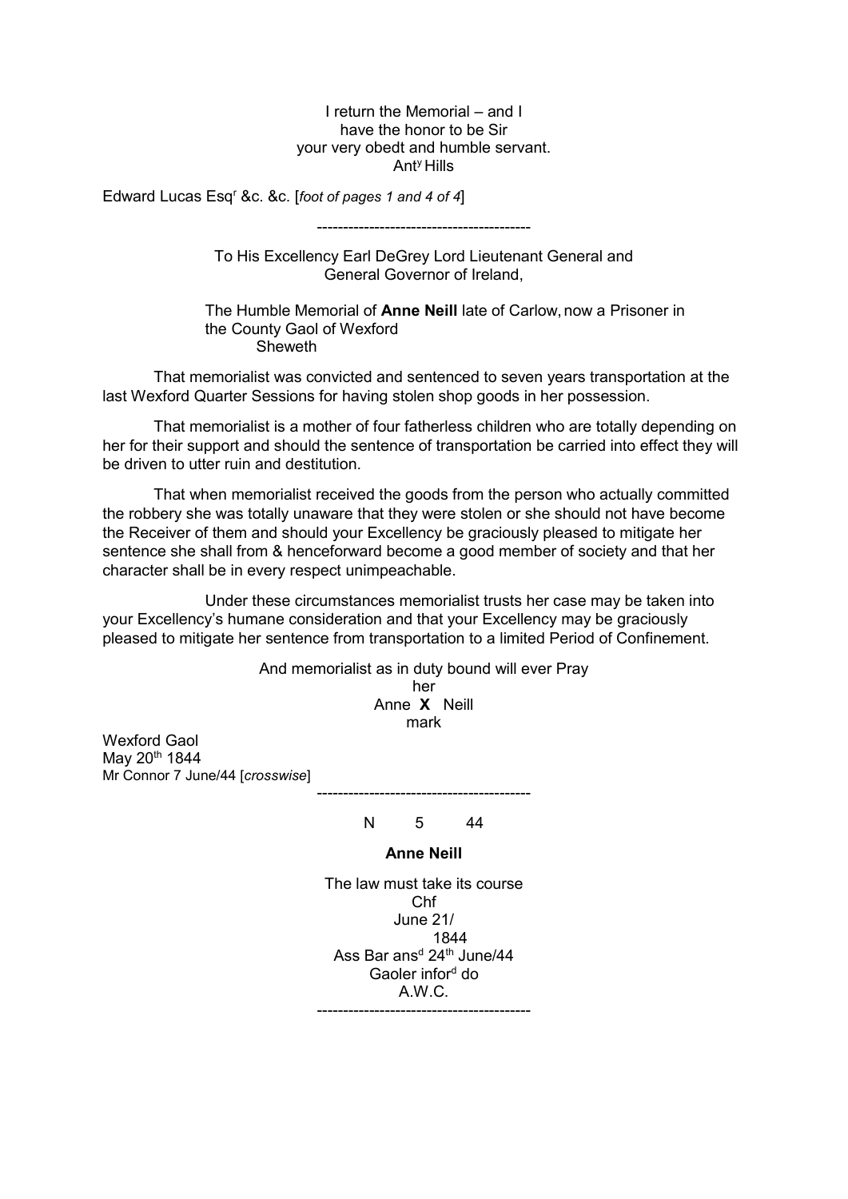I return the Memorial – and I
have the honor to be Sir
your very obedt and humble servant.
Ant[y] Hills

Edward Lucas Esq[r] &c. &c. [*foot of pages 1 and 4 of 4*]

-----------------------------------------

To His Excellency Earl DeGrey Lord Lieutenant General and
General Governor of Ireland,

The Humble Memorial of **Anne Neill** late of Carlow, now a Prisoner in
the County Gaol of Wexford
Sheweth

That memorialist was convicted and sentenced to seven years transportation at the last Wexford Quarter Sessions for having stolen shop goods in her possession.

That memorialist is a mother of four fatherless children who are totally depending on her for their support and should the sentence of transportation be carried into effect they will be driven to utter ruin and destitution.

That when memorialist received the goods from the person who actually committed the robbery she was totally unaware that they were stolen or she should not have become the Receiver of them and should your Excellency be graciously pleased to mitigate her sentence she shall from & henceforward become a good member of society and that her character shall be in every respect unimpeachable.

Under these circumstances memorialist trusts her case may be taken into your Excellency's humane consideration and that your Excellency may be graciously pleased to mitigate her sentence from transportation to a limited Period of Confinement.

And memorialist as in duty bound will ever Pray
her
Anne **X** Neill
mark

Wexford Gaol
May 20[th] 1844
Mr Connor 7 June/44 [*crosswise*]

-----------------------------------------

N 5 44

**Anne Neill**

The law must take its course
Chf
June 21/
1844
Ass Bar ans[d] 24[th] June/44
Gaoler infor[d] do
A.W.C.

-----------------------------------------